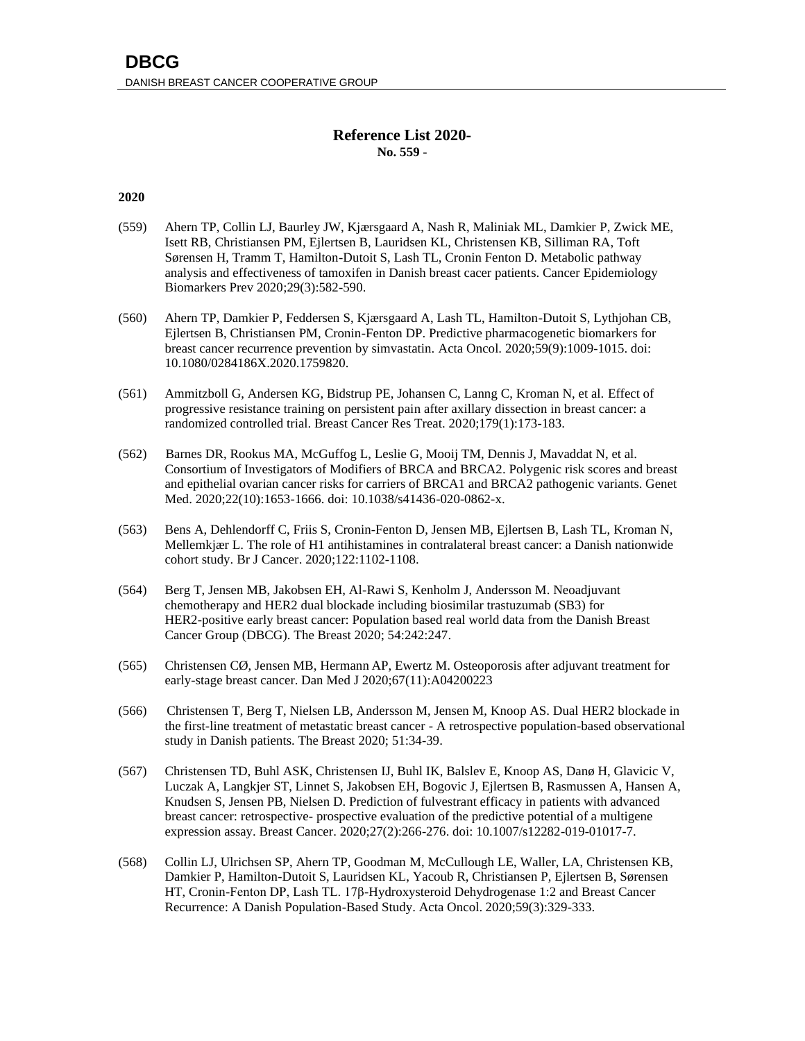# DBCG

DANISH BREAST CANCER COOPERATIVE GROUP

## Reference List 2020-

**No. 559 -**

### 2020

(559) Ahern TP, Collin LJ, Baurley JW, Kjærsgaard A, Nash R, Maliniak ML, Damkier P, Zwick ME, Isett RB, Christiansen PM, Ejlertsen B, Lauridsen KL, Christensen KB, Silliman RA, Toft Sørensen H, Tramm T, Hamilton-Dutoit S, Lash TL, Cronin Fenton D. Metabolic pathway analysis and effectiveness of tamoxifen in Danish breast cacer patients. Cancer Epidemiology Biomarkers Prev 2020;29(3):582-590.

(560) Ahern TP, Damkier P, Feddersen S, Kjærsgaard A, Lash TL, Hamilton-Dutoit S, Lythjohan CB, Ejlertsen B, Christiansen PM, Cronin-Fenton DP. Predictive pharmacogenetic biomarkers for breast cancer recurrence prevention by simvastatin. Acta Oncol. 2020;59(9):1009-1015. doi: 10.1080/0284186X.2020.1759820.

(561) Ammitzboll G, Andersen KG, Bidstrup PE, Johansen C, Lanng C, Kroman N, et al. Effect of progressive resistance training on persistent pain after axillary dissection in breast cancer: a randomized controlled trial. Breast Cancer Res Treat. 2020;179(1):173-183.

(562) Barnes DR, Rookus MA, McGuffog L, Leslie G, Mooij TM, Dennis J, Mavaddat N, et al. Consortium of Investigators of Modifiers of BRCA and BRCA2. Polygenic risk scores and breast and epithelial ovarian cancer risks for carriers of BRCA1 and BRCA2 pathogenic variants. Genet Med. 2020;22(10):1653-1666. doi: 10.1038/s41436-020-0862-x.

(563) Bens A, Dehlendorff C, Friis S, Cronin-Fenton D, Jensen MB, Ejlertsen B, Lash TL, Kroman N, Mellemkjær L. The role of H1 antihistamines in contralateral breast cancer: a Danish nationwide cohort study. Br J Cancer. 2020;122:1102-1108.

(564) Berg T, Jensen MB, Jakobsen EH, Al-Rawi S, Kenholm J, Andersson M. Neoadjuvant chemotherapy and HER2 dual blockade including biosimilar trastuzumab (SB3) for HER2-positive early breast cancer: Population based real world data from the Danish Breast Cancer Group (DBCG). The Breast 2020; 54:242:247.

(565) Christensen CØ, Jensen MB, Hermann AP, Ewertz M. Osteoporosis after adjuvant treatment for early-stage breast cancer. Dan Med J 2020;67(11):A04200223

(566) Christensen T, Berg T, Nielsen LB, Andersson M, Jensen M, Knoop AS. Dual HER2 blockade in the first-line treatment of metastatic breast cancer - A retrospective population-based observational study in Danish patients. The Breast 2020; 51:34-39.

(567) Christensen TD, Buhl ASK, Christensen IJ, Buhl IK, Balslev E, Knoop AS, Danø H, Glavicic V, Luczak A, Langkjer ST, Linnet S, Jakobsen EH, Bogovic J, Ejlertsen B, Rasmussen A, Hansen A, Knudsen S, Jensen PB, Nielsen D. Prediction of fulvestrant efficacy in patients with advanced breast cancer: retrospective- prospective evaluation of the predictive potential of a multigene expression assay. Breast Cancer. 2020;27(2):266-276. doi: 10.1007/s12282-019-01017-7.

(568) Collin LJ, Ulrichsen SP, Ahern TP, Goodman M, McCullough LE, Waller, LA, Christensen KB, Damkier P, Hamilton-Dutoit S, Lauridsen KL, Yacoub R, Christiansen P, Ejlertsen B, Sørensen HT, Cronin-Fenton DP, Lash TL. 17β-Hydroxysteroid Dehydrogenase 1:2 and Breast Cancer Recurrence: A Danish Population-Based Study. Acta Oncol. 2020;59(3):329-333.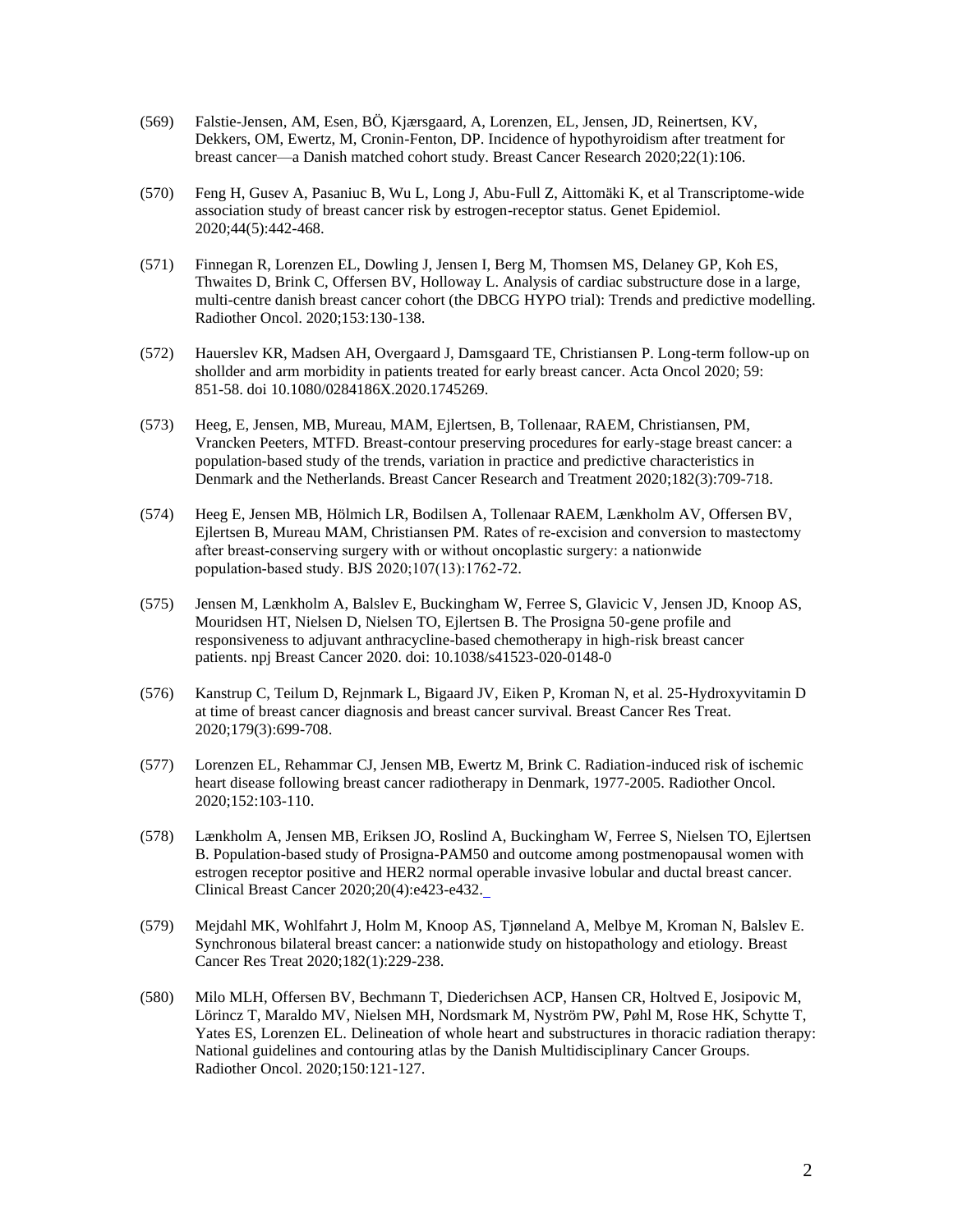(569) Falstie-Jensen, AM, Esen, BÖ, Kjærsgaard, A, Lorenzen, EL, Jensen, JD, Reinertsen, KV, Dekkers, OM, Ewertz, M, Cronin-Fenton, DP. Incidence of hypothyroidism after treatment for breast cancer—a Danish matched cohort study. Breast Cancer Research 2020;22(1):106.

(570) Feng H, Gusev A, Pasaniuc B, Wu L, Long J, Abu-Full Z, Aittomäki K, et al Transcriptome-wide association study of breast cancer risk by estrogen-receptor status. Genet Epidemiol. 2020;44(5):442-468.

(571) Finnegan R, Lorenzen EL, Dowling J, Jensen I, Berg M, Thomsen MS, Delaney GP, Koh ES, Thwaites D, Brink C, Offersen BV, Holloway L. Analysis of cardiac substructure dose in a large, multi-centre danish breast cancer cohort (the DBCG HYPO trial): Trends and predictive modelling. Radiother Oncol. 2020;153:130-138.

(572) Hauerslev KR, Madsen AH, Overgaard J, Damsgaard TE, Christiansen P. Long-term follow-up on shollder and arm morbidity in patients treated for early breast cancer. Acta Oncol 2020; 59: 851-58. doi 10.1080/0284186X.2020.1745269.

(573) Heeg, E, Jensen, MB, Mureau, MAM, Ejlertsen, B, Tollenaar, RAEM, Christiansen, PM, Vrancken Peeters, MTFD. Breast-contour preserving procedures for early-stage breast cancer: a population-based study of the trends, variation in practice and predictive characteristics in Denmark and the Netherlands. Breast Cancer Research and Treatment 2020;182(3):709-718.

(574) Heeg E, Jensen MB, Hölmich LR, Bodilsen A, Tollenaar RAEM, Lænkholm AV, Offersen BV, Ejlertsen B, Mureau MAM, Christiansen PM. Rates of re-excision and conversion to mastectomy after breast-conserving surgery with or without oncoplastic surgery: a nationwide population-based study. BJS 2020;107(13):1762-72.

(575) Jensen M, Lænkholm A, Balslev E, Buckingham W, Ferree S, Glavicic V, Jensen JD, Knoop AS, Mouridsen HT, Nielsen D, Nielsen TO, Ejlertsen B. The Prosigna 50-gene profile and responsiveness to adjuvant anthracycline-based chemotherapy in high-risk breast cancer patients. npj Breast Cancer 2020. doi: 10.1038/s41523-020-0148-0

(576) Kanstrup C, Teilum D, Rejnmark L, Bigaard JV, Eiken P, Kroman N, et al. 25-Hydroxyvitamin D at time of breast cancer diagnosis and breast cancer survival. Breast Cancer Res Treat. 2020;179(3):699-708.

(577) Lorenzen EL, Rehammar CJ, Jensen MB, Ewertz M, Brink C. Radiation-induced risk of ischemic heart disease following breast cancer radiotherapy in Denmark, 1977-2005. Radiother Oncol. 2020;152:103-110.

(578) Lænkholm A, Jensen MB, Eriksen JO, Roslind A, Buckingham W, Ferree S, Nielsen TO, Ejlertsen B. Population-based study of Prosigna-PAM50 and outcome among postmenopausal women with estrogen receptor positive and HER2 normal operable invasive lobular and ductal breast cancer. Clinical Breast Cancer 2020;20(4):e423-e432.

(579) Mejdahl MK, Wohlfahrt J, Holm M, Knoop AS, Tjønneland A, Melbye M, Kroman N, Balslev E. Synchronous bilateral breast cancer: a nationwide study on histopathology and etiology. Breast Cancer Res Treat 2020;182(1):229-238.

(580) Milo MLH, Offersen BV, Bechmann T, Diederichsen ACP, Hansen CR, Holtved E, Josipovic M, Lörincz T, Maraldo MV, Nielsen MH, Nordsmark M, Nyström PW, Pøhl M, Rose HK, Schytte T, Yates ES, Lorenzen EL. Delineation of whole heart and substructures in thoracic radiation therapy: National guidelines and contouring atlas by the Danish Multidisciplinary Cancer Groups. Radiother Oncol. 2020;150:121-127.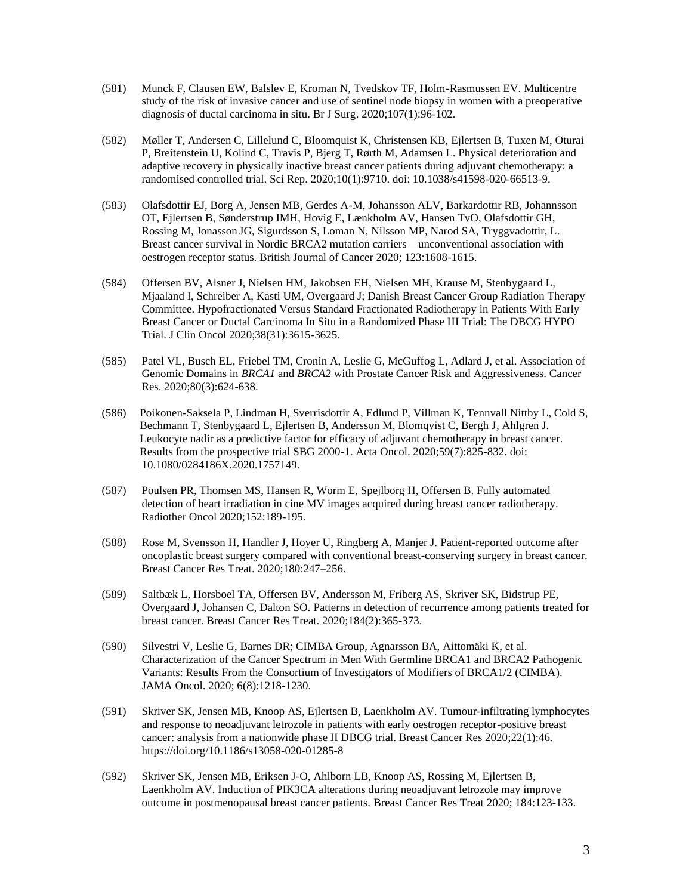(581) Munck F, Clausen EW, Balslev E, Kroman N, Tvedskov TF, Holm-Rasmussen EV. Multicentre study of the risk of invasive cancer and use of sentinel node biopsy in women with a preoperative diagnosis of ductal carcinoma in situ. Br J Surg. 2020;107(1):96-102.

(582) Møller T, Andersen C, Lillelund C, Bloomquist K, Christensen KB, Ejlertsen B, Tuxen M, Oturai P, Breitenstein U, Kolind C, Travis P, Bjerg T, Rørth M, Adamsen L. Physical deterioration and adaptive recovery in physically inactive breast cancer patients during adjuvant chemotherapy: a randomised controlled trial. Sci Rep. 2020;10(1):9710. doi: 10.1038/s41598-020-66513-9.

(583) Olafsdottir EJ, Borg A, Jensen MB, Gerdes A-M, Johansson ALV, Barkardottir RB, Johannsson OT, Ejlertsen B, Sønderstrup IMH, Hovig E, Lænkholm AV, Hansen TvO, Olafsdottir GH, Rossing M, Jonasson JG, Sigurdsson S, Loman N, Nilsson MP, Narod SA, Tryggvadottir, L. Breast cancer survival in Nordic BRCA2 mutation carriers—unconventional association with oestrogen receptor status. British Journal of Cancer 2020; 123:1608-1615.

(584) Offersen BV, Alsner J, Nielsen HM, Jakobsen EH, Nielsen MH, Krause M, Stenbygaard L, Mjaaland I, Schreiber A, Kasti UM, Overgaard J; Danish Breast Cancer Group Radiation Therapy Committee. Hypofractionated Versus Standard Fractionated Radiotherapy in Patients With Early Breast Cancer or Ductal Carcinoma In Situ in a Randomized Phase III Trial: The DBCG HYPO Trial. J Clin Oncol 2020;38(31):3615-3625.

(585) Patel VL, Busch EL, Friebel TM, Cronin A, Leslie G, McGuffog L, Adlard J, et al. Association of Genomic Domains in *BRCA1* and *BRCA2* with Prostate Cancer Risk and Aggressiveness. Cancer Res. 2020;80(3):624-638.

(586) Poikonen-Saksela P, Lindman H, Sverrisdottir A, Edlund P, Villman K, Tennvall Nittby L, Cold S, Bechmann T, Stenbygaard L, Ejlertsen B, Andersson M, Blomqvist C, Bergh J, Ahlgren J. Leukocyte nadir as a predictive factor for efficacy of adjuvant chemotherapy in breast cancer. Results from the prospective trial SBG 2000-1. Acta Oncol. 2020;59(7):825-832. doi: 10.1080/0284186X.2020.1757149.

(587) Poulsen PR, Thomsen MS, Hansen R, Worm E, Spejlborg H, Offersen B. Fully automated detection of heart irradiation in cine MV images acquired during breast cancer radiotherapy. Radiother Oncol 2020;152:189-195.

(588) Rose M, Svensson H, Handler J, Hoyer U, Ringberg A, Manjer J. Patient-reported outcome after oncoplastic breast surgery compared with conventional breast-conserving surgery in breast cancer. Breast Cancer Res Treat. 2020;180:247–256.

(589) Saltbæk L, Horsboel TA, Offersen BV, Andersson M, Friberg AS, Skriver SK, Bidstrup PE, Overgaard J, Johansen C, Dalton SO. Patterns in detection of recurrence among patients treated for breast cancer. Breast Cancer Res Treat. 2020;184(2):365-373.

(590) Silvestri V, Leslie G, Barnes DR; CIMBA Group, Agnarsson BA, Aittomäki K, et al. Characterization of the Cancer Spectrum in Men With Germline BRCA1 and BRCA2 Pathogenic Variants: Results From the Consortium of Investigators of Modifiers of BRCA1/2 (CIMBA). JAMA Oncol. 2020; 6(8):1218-1230.

(591) Skriver SK, Jensen MB, Knoop AS, Ejlertsen B, Laenkholm AV. Tumour-infiltrating lymphocytes and response to neoadjuvant letrozole in patients with early oestrogen receptor-positive breast cancer: analysis from a nationwide phase II DBCG trial. Breast Cancer Res 2020;22(1):46. https://doi.org/10.1186/s13058-020-01285-8

(592) Skriver SK, Jensen MB, Eriksen J-O, Ahlborn LB, Knoop AS, Rossing M, Ejlertsen B, Laenkholm AV. Induction of PIK3CA alterations during neoadjuvant letrozole may improve outcome in postmenopausal breast cancer patients. Breast Cancer Res Treat 2020; 184:123-133.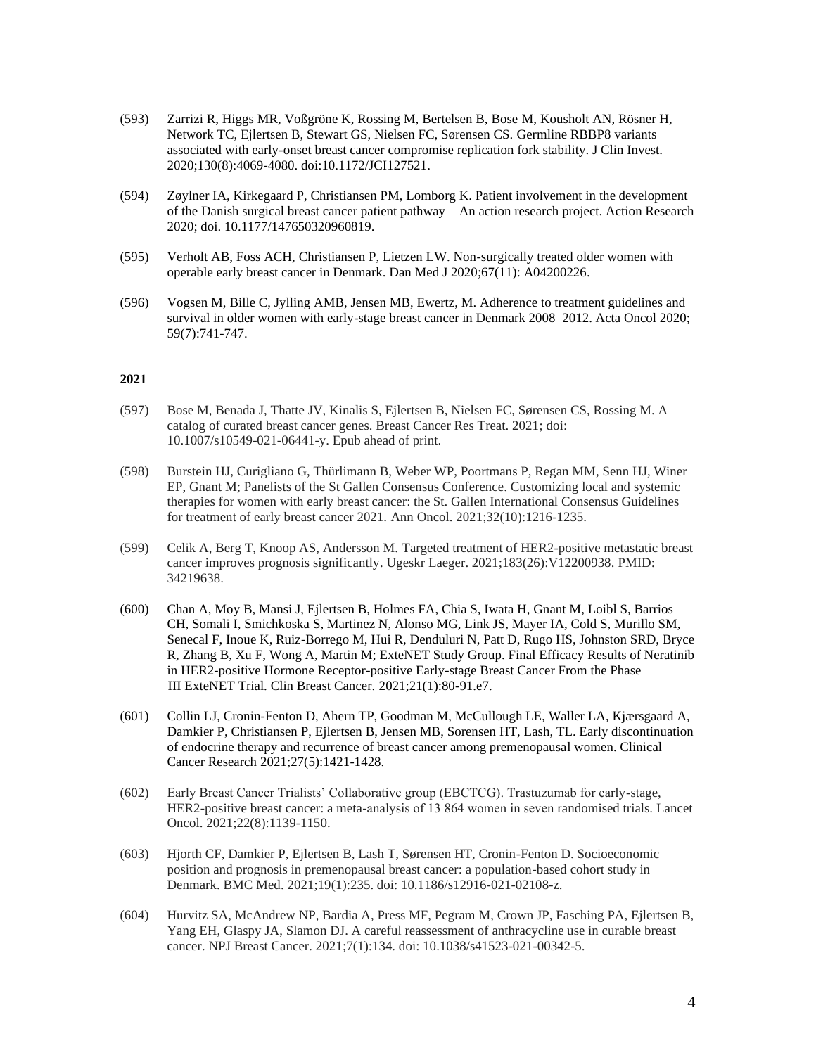(593) Zarrizi R, Higgs MR, Voßgröne K, Rossing M, Bertelsen B, Bose M, Kousholt AN, Rösner H, Network TC, Ejlertsen B, Stewart GS, Nielsen FC, Sørensen CS. Germline RBBP8 variants associated with early-onset breast cancer compromise replication fork stability. J Clin Invest. 2020;130(8):4069-4080. doi:10.1172/JCI127521.

(594) Zøylner IA, Kirkegaard P, Christiansen PM, Lomborg K. Patient involvement in the development of the Danish surgical breast cancer patient pathway – An action research project. Action Research 2020; doi. 10.1177/147650320960819.

(595) Verholt AB, Foss ACH, Christiansen P, Lietzen LW. Non-surgically treated older women with operable early breast cancer in Denmark. Dan Med J 2020;67(11): A04200226.

(596) Vogsen M, Bille C, Jylling AMB, Jensen MB, Ewertz, M. Adherence to treatment guidelines and survival in older women with early-stage breast cancer in Denmark 2008–2012. Acta Oncol 2020; 59(7):741-747.

**2021**

(597) Bose M, Benada J, Thatte JV, Kinalis S, Ejlertsen B, Nielsen FC, Sørensen CS, Rossing M. A catalog of curated breast cancer genes. Breast Cancer Res Treat. 2021; doi: 10.1007/s10549-021-06441-y. Epub ahead of print.

(598) Burstein HJ, Curigliano G, Thürlimann B, Weber WP, Poortmans P, Regan MM, Senn HJ, Winer EP, Gnant M; Panelists of the St Gallen Consensus Conference. Customizing local and systemic therapies for women with early breast cancer: the St. Gallen International Consensus Guidelines for treatment of early breast cancer 2021. Ann Oncol. 2021;32(10):1216-1235.

(599) Celik A, Berg T, Knoop AS, Andersson M. Targeted treatment of HER2-positive metastatic breast cancer improves prognosis significantly. Ugeskr Laeger. 2021;183(26):V12200938. PMID: 34219638.

(600) Chan A, Moy B, Mansi J, Ejlertsen B, Holmes FA, Chia S, Iwata H, Gnant M, Loibl S, Barrios CH, Somali I, Smichkoska S, Martinez N, Alonso MG, Link JS, Mayer IA, Cold S, Murillo SM, Senecal F, Inoue K, Ruiz-Borrego M, Hui R, Denduluri N, Patt D, Rugo HS, Johnston SRD, Bryce R, Zhang B, Xu F, Wong A, Martin M; ExteNET Study Group. Final Efficacy Results of Neratinib in HER2-positive Hormone Receptor-positive Early-stage Breast Cancer From the Phase III ExteNET Trial. Clin Breast Cancer. 2021;21(1):80-91.e7.

(601) Collin LJ, Cronin-Fenton D, Ahern TP, Goodman M, McCullough LE, Waller LA, Kjærsgaard A, Damkier P, Christiansen P, Ejlertsen B, Jensen MB, Sorensen HT, Lash, TL. Early discontinuation of endocrine therapy and recurrence of breast cancer among premenopausal women. Clinical Cancer Research 2021;27(5):1421-1428.

(602) Early Breast Cancer Trialists' Collaborative group (EBCTCG). Trastuzumab for early-stage, HER2-positive breast cancer: a meta-analysis of 13 864 women in seven randomised trials. Lancet Oncol. 2021;22(8):1139-1150.

(603) Hjorth CF, Damkier P, Ejlertsen B, Lash T, Sørensen HT, Cronin-Fenton D. Socioeconomic position and prognosis in premenopausal breast cancer: a population-based cohort study in Denmark. BMC Med. 2021;19(1):235. doi: 10.1186/s12916-021-02108-z.

(604) Hurvitz SA, McAndrew NP, Bardia A, Press MF, Pegram M, Crown JP, Fasching PA, Ejlertsen B, Yang EH, Glaspy JA, Slamon DJ. A careful reassessment of anthracycline use in curable breast cancer. NPJ Breast Cancer. 2021;7(1):134. doi: 10.1038/s41523-021-00342-5.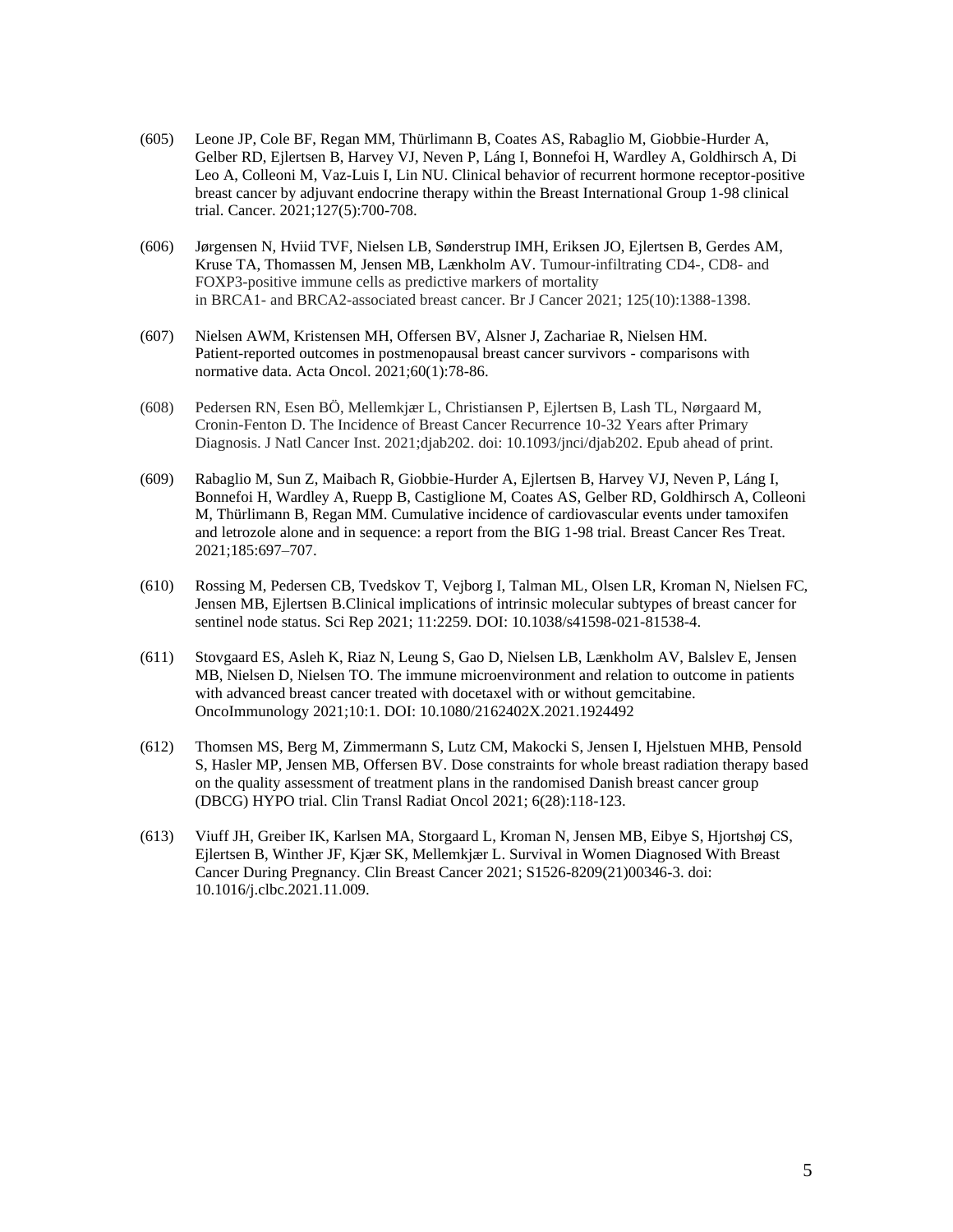(605) Leone JP, Cole BF, Regan MM, Thürlimann B, Coates AS, Rabaglio M, Giobbie-Hurder A, Gelber RD, Ejlertsen B, Harvey VJ, Neven P, Láng I, Bonnefoi H, Wardley A, Goldhirsch A, Di Leo A, Colleoni M, Vaz-Luis I, Lin NU. Clinical behavior of recurrent hormone receptor-positive breast cancer by adjuvant endocrine therapy within the Breast International Group 1-98 clinical trial. Cancer. 2021;127(5):700-708.

(606) Jørgensen N, Hviid TVF, Nielsen LB, Sønderstrup IMH, Eriksen JO, Ejlertsen B, Gerdes AM, Kruse TA, Thomassen M, Jensen MB, Lænkholm AV. Tumour-infiltrating CD4-, CD8- and FOXP3-positive immune cells as predictive markers of mortality in BRCA1- and BRCA2-associated breast cancer. Br J Cancer 2021; 125(10):1388-1398.

(607) Nielsen AWM, Kristensen MH, Offersen BV, Alsner J, Zachariae R, Nielsen HM. Patient-reported outcomes in postmenopausal breast cancer survivors - comparisons with normative data. Acta Oncol. 2021;60(1):78-86.

(608) Pedersen RN, Esen BÖ, Mellemkjær L, Christiansen P, Ejlertsen B, Lash TL, Nørgaard M, Cronin-Fenton D. The Incidence of Breast Cancer Recurrence 10-32 Years after Primary Diagnosis. J Natl Cancer Inst. 2021;djab202. doi: 10.1093/jnci/djab202. Epub ahead of print.

(609) Rabaglio M, Sun Z, Maibach R, Giobbie-Hurder A, Ejlertsen B, Harvey VJ, Neven P, Láng I, Bonnefoi H, Wardley A, Ruepp B, Castiglione M, Coates AS, Gelber RD, Goldhirsch A, Colleoni M, Thürlimann B, Regan MM. Cumulative incidence of cardiovascular events under tamoxifen and letrozole alone and in sequence: a report from the BIG 1-98 trial. Breast Cancer Res Treat. 2021;185:697–707.

(610) Rossing M, Pedersen CB, Tvedskov T, Vejborg I, Talman ML, Olsen LR, Kroman N, Nielsen FC, Jensen MB, Ejlertsen B.Clinical implications of intrinsic molecular subtypes of breast cancer for sentinel node status. Sci Rep 2021; 11:2259. DOI: 10.1038/s41598-021-81538-4.

(611) Stovgaard ES, Asleh K, Riaz N, Leung S, Gao D, Nielsen LB, Lænkholm AV, Balslev E, Jensen MB, Nielsen D, Nielsen TO. The immune microenvironment and relation to outcome in patients with advanced breast cancer treated with docetaxel with or without gemcitabine. OncoImmunology 2021;10:1. DOI: 10.1080/2162402X.2021.1924492

(612) Thomsen MS, Berg M, Zimmermann S, Lutz CM, Makocki S, Jensen I, Hjelstuen MHB, Pensold S, Hasler MP, Jensen MB, Offersen BV. Dose constraints for whole breast radiation therapy based on the quality assessment of treatment plans in the randomised Danish breast cancer group (DBCG) HYPO trial. Clin Transl Radiat Oncol 2021; 6(28):118-123.

(613) Viuff JH, Greiber IK, Karlsen MA, Storgaard L, Kroman N, Jensen MB, Eibye S, Hjortshøj CS, Ejlertsen B, Winther JF, Kjær SK, Mellemkjær L. Survival in Women Diagnosed With Breast Cancer During Pregnancy. Clin Breast Cancer 2021; S1526-8209(21)00346-3. doi: 10.1016/j.clbc.2021.11.009.